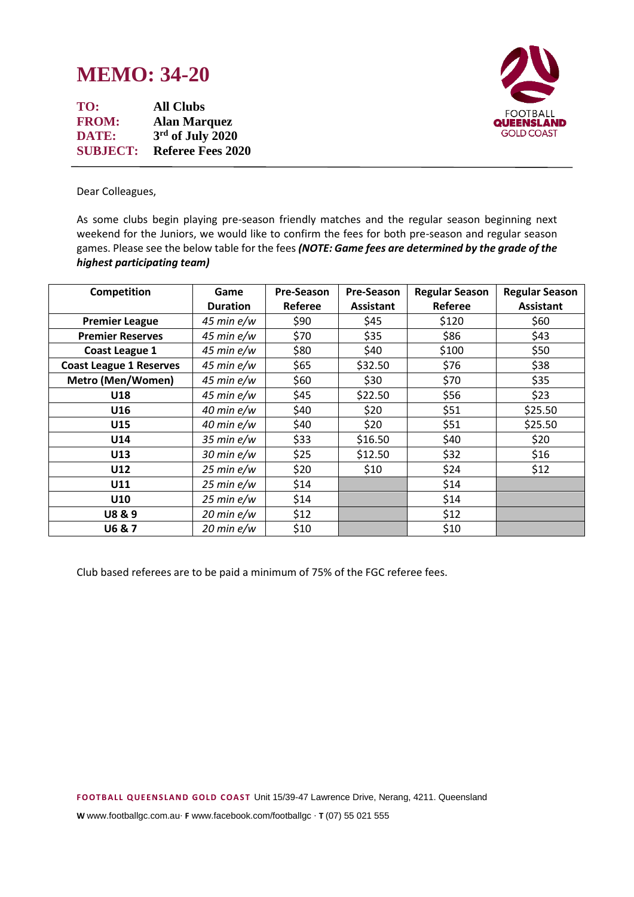# MEMO: 34-20

**TO:** All Clubs
**FROM:** Alan Marquez
**DATE:** 3rd of July 2020
**SUBJECT:** Referee Fees 2020

Dear Colleagues,

As some clubs begin playing pre-season friendly matches and the regular season beginning next weekend for the Juniors, we would like to confirm the fees for both pre-season and regular season games. Please see the below table for the fees ***(NOTE: Game fees are determined by the grade of the highest participating team)***

| Competition | Game Duration | Pre-Season Referee | Pre-Season Assistant | Regular Season Referee | Regular Season Assistant |
|---|---|---|---|---|---|
| **Premier League** | *45 min e/w* | $90 | $45 | $120 | $60 |
| **Premier Reserves** | *45 min e/w* | $70 | $35 | $86 | $43 |
| **Coast League 1** | *45 min e/w* | $80 | $40 | $100 | $50 |
| **Coast League 1 Reserves** | *45 min e/w* | $65 | $32.50 | $76 | $38 |
| **Metro (Men/Women)** | *45 min e/w* | $60 | $30 | $70 | $35 |
| **U18** | *45 min e/w* | $45 | $22.50 | $56 | $23 |
| **U16** | *40 min e/w* | $40 | $20 | $51 | $25.50 |
| **U15** | *40 min e/w* | $40 | $20 | $51 | $25.50 |
| **U14** | *35 min e/w* | $33 | $16.50 | $40 | $20 |
| **U13** | *30 min e/w* | $25 | $12.50 | $32 | $16 |
| **U12** | *25 min e/w* | $20 | $10 | $24 | $12 |
| **U11** | *25 min e/w* | $14 | | $14 | |
| **U10** | *25 min e/w* | $14 | | $14 | |
| **U8 & 9** | *20 min e/w* | $12 | | $12 | |
| **U6 & 7** | *20 min e/w* | $10 | | $10 | |

Club based referees are to be paid a minimum of 75% of the FGC referee fees.

**FOOTBALL QUEENSLAND GOLD COAST** Unit 15/39-47 Lawrence Drive, Nerang, 4211. Queensland

**W** www.footballgc.com.au· **F** www.facebook.com/footballgc · **T** (07) 55 021 555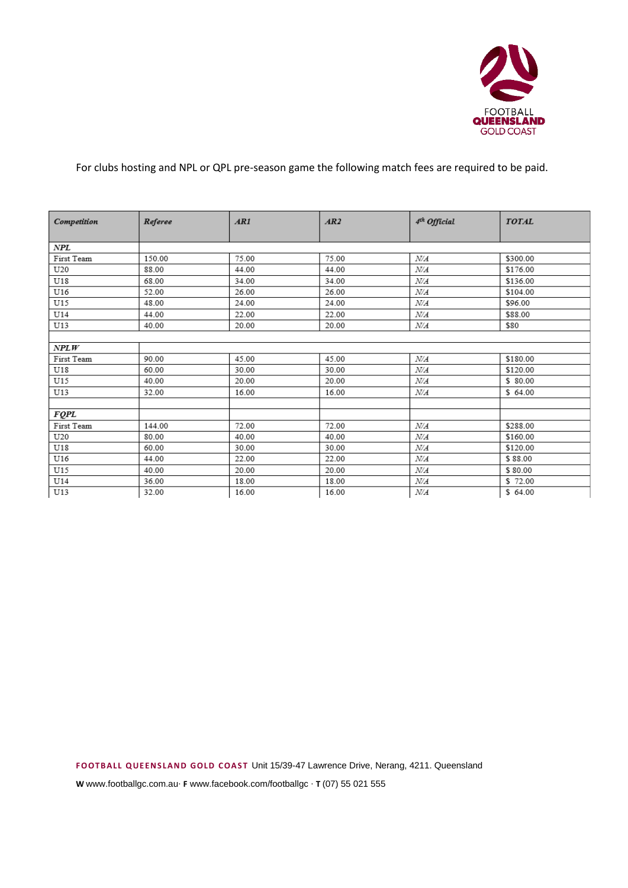For clubs hosting and NPL or QPL pre-season game the following match fees are required to be paid.

| *Competition* | *Referee* | *AR1* | *AR2* | *4th Official* | *TOTAL* |
| --- | --- | --- | --- | --- | --- |
| ***NPL*** | | | | | |
| First Team | 150.00 | 75.00 | 75.00 | N/A | $300.00 |
| U20 | 88.00 | 44.00 | 44.00 | N/A | $176.00 |
| U18 | 68.00 | 34.00 | 34.00 | N/A | $136.00 |
| U16 | 52.00 | 26.00 | 26.00 | N/A | $104.00 |
| U15 | 48.00 | 24.00 | 24.00 | N/A | $96.00 |
| U14 | 44.00 | 22.00 | 22.00 | N/A | $88.00 |
| U13 | 40.00 | 20.00 | 20.00 | N/A | $80 |
| | | | | | |
| ***NPLW*** | | | | | |
| First Team | 90.00 | 45.00 | 45.00 | N/A | $180.00 |
| U18 | 60.00 | 30.00 | 30.00 | N/A | $120.00 |
| U15 | 40.00 | 20.00 | 20.00 | N/A | $ 80.00 |
| U13 | 32.00 | 16.00 | 16.00 | N/A | $ 64.00 |
| | | | | | |
| ***FQPL*** | | | | | |
| First Team | 144.00 | 72.00 | 72.00 | N/A | $288.00 |
| U20 | 80.00 | 40.00 | 40.00 | N/A | $160.00 |
| U18 | 60.00 | 30.00 | 30.00 | N/A | $120.00 |
| U16 | 44.00 | 22.00 | 22.00 | N/A | $ 88.00 |
| U15 | 40.00 | 20.00 | 20.00 | N/A | $ 80.00 |
| U14 | 36.00 | 18.00 | 18.00 | N/A | $ 72.00 |
| U13 | 32.00 | 16.00 | 16.00 | N/A | $ 64.00 |